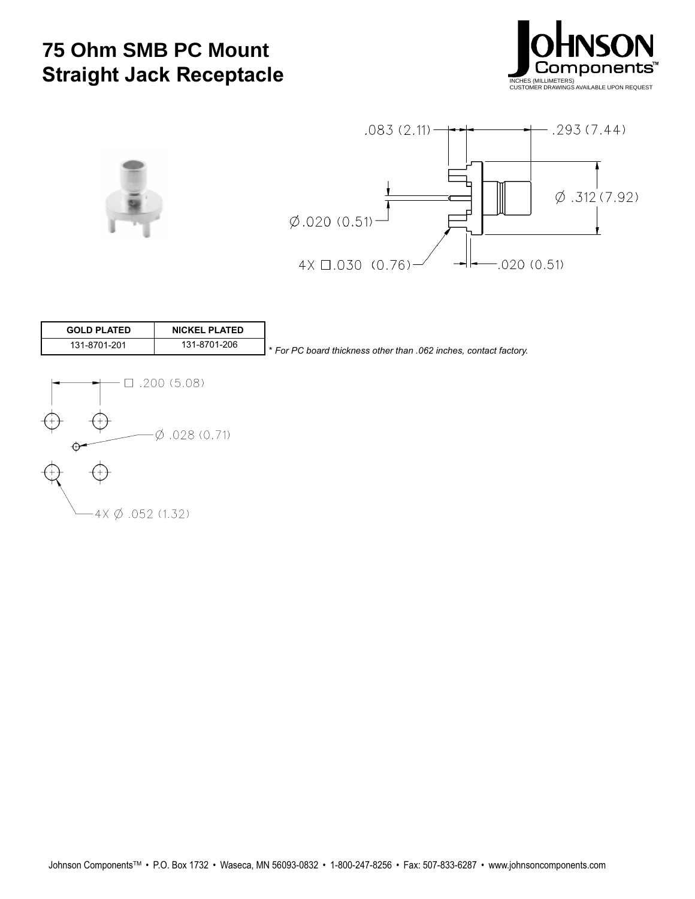# 75 Ohm SMB PC Mount Straight Jack Receptacle

INCHES (MILLIMETERS)
CUSTOMER DRAWINGS AVAILABLE UPON REQUEST

.083 (2.11)

.293 (7.44)

Ø .312 (7.92)

Ø.020 (0.51)

4X □.030 (0.76)

.020 (0.51)

| GOLD PLATED | NICKEL PLATED |
|---|---|
| 131-8701-201 | 131-8701-206 |

*\* For PC board thickness other than .062 inches, contact factory.*

□ .200 (5.08)

Ø .028 (0.71)

4X Ø .052 (1.32)

Johnson Components™ • P.O. Box 1732 • Waseca, MN 56093-0832 • 1-800-247-8256 • Fax: 507-833-6287 • www.johnsoncomponents.com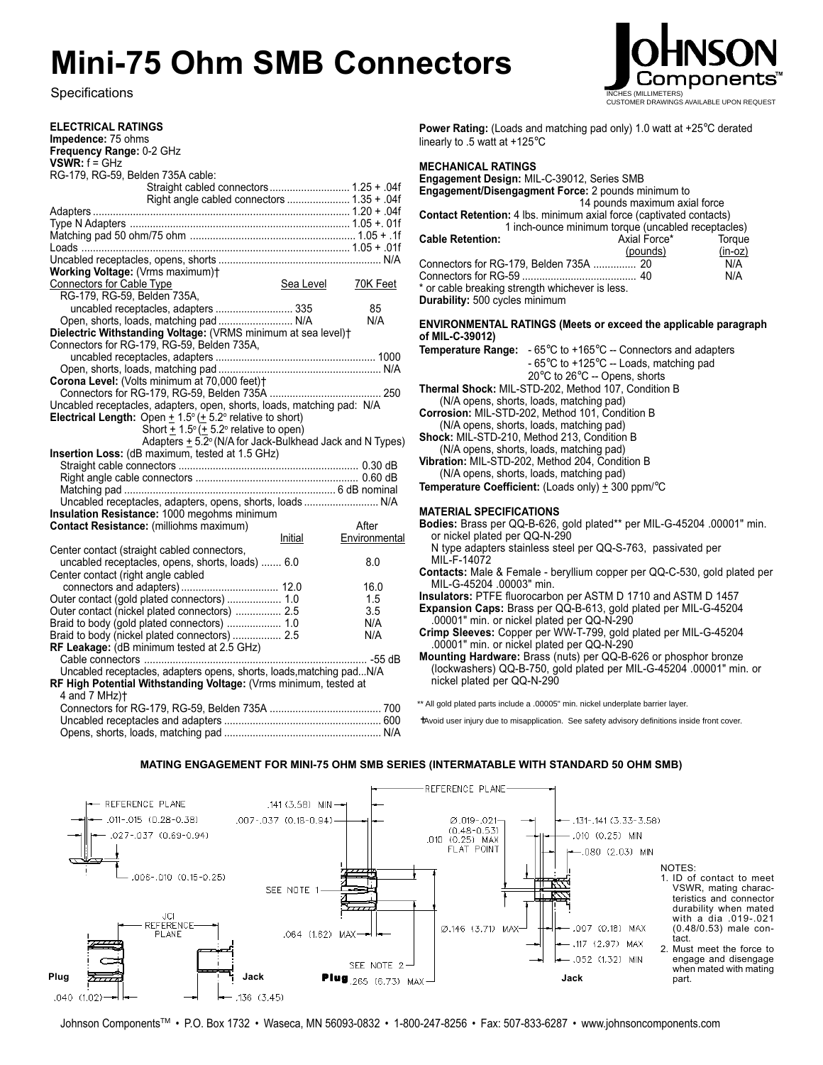# Mini-75 Ohm SMB Connectors

Specifications

INCHES (MILLIMETERS)
CUSTOMER DRAWINGS AVAILABLE UPON REQUEST

**ELECTRICAL RATINGS**

**Impedence:** 75 ohms

**Frequency Range:** 0-2 GHz

**VSWR:** f = GHz

RG-179, RG-59, Belden 735A cable:

| | |
|---|---|
| Straight cabled connectors | 1.25 + .04f |
| Right angle cabled connectors | 1.35 + .04f |
| Adapters | 1.20 + .04f |
| Type N Adapters | 1.05 +. 01f |
| Matching pad 50 ohm/75 ohm | 1.05 + .1f |
| Loads | 1.05 + .01f |
| Uncabled receptacles, opens, shorts | N/A |

**Working Voltage:** (Vrms maximum)†

| Connectors for Cable Type | Sea Level | 70K Feet |
|---|---|---|
| RG-179, RG-59, Belden 735A, | | |
| uncabled receptacles, adapters | 335 | 85 |
| Open, shorts, loads, matching pad | N/A | N/A |

**Dielectric Withstanding Voltage:** (VRMS minimum at sea level)†

Connectors for RG-179, RG-59, Belden 735A,

| | |
|---|---|
| uncabled receptacles, adapters | 1000 |
| Open, shorts, loads, matching pad | N/A |

**Corona Level:** (Volts minimum at 70,000 feet)†

| | |
|---|---|
| Connectors for RG-179, RG-59, Belden 735A | 250 |
| Uncabled receptacles, adapters, open, shorts, loads, matching pad: | N/A |

**Electrical Length:** Open ± 1.5° (± 5.2° relative to short)
Short ± 1.5° (± 5.2° relative to open)
Adapters ± 5.2° (N/A for Jack-Bulkhead Jack and N Types)

**Insertion Loss:** (dB maximum, tested at 1.5 GHz)

| | |
|---|---|
| Straight cable connectors | 0.30 dB |
| Right angle cable connectors | 0.60 dB |
| Matching pad | 6 dB nominal |
| Uncabled receptacles, adapters, opens, shorts, loads | N/A |

**Insulation Resistance:** 1000 megohms minimum

**Contact Resistance:** (milliohms maximum)

| | Initial | After Environmental |
|---|---|---|
| Center contact (straight cabled connectors, uncabled receptacles, opens, shorts, loads) | 6.0 | 8.0 |
| Center contact (right angle cabled connectors and adapters) | 12.0 | 16.0 |
| Outer contact (gold plated connectors) | 1.0 | 1.5 |
| Outer contact (nickel plated connectors) | 2.5 | 3.5 |
| Braid to body (gold plated connectors) | 1.0 | N/A |
| Braid to body (nickel plated connectors) | 2.5 | N/A |

**RF Leakage:** (dB minimum tested at 2.5 GHz)

| | |
|---|---|
| Cable connectors | -55 dB |
| Uncabled receptacles, adapters opens, shorts, loads, matching pad | N/A |

**RF High Potential Withstanding Voltage:** (Vrms minimum, tested at 4 and 7 MHz)†

| | |
|---|---|
| Connectors for RG-179, RG-59, Belden 735A | 700 |
| Uncabled receptacles and adapters | 600 |
| Opens, shorts, loads, matching pad | N/A |

**Power Rating:** (Loads and matching pad only) 1.0 watt at +25°C derated linearly to .5 watt at +125°C

**MECHANICAL RATINGS**

**Engagement Design:** MIL-C-39012, Series SMB

**Engagement/Disengagment Force:** 2 pounds minimum to 14 pounds maximum axial force

**Contact Retention:** 4 lbs. minimum axial force (captivated contacts)
1 inch-ounce minimum torque (uncabled receptacles)

| Cable Retention: | Axial Force* (pounds) | Torque (in-oz) |
|---|---|---|
| Connectors for RG-179, Belden 735A | 20 | N/A |
| Connectors for RG-59 | 40 | N/A |

\* or cable breaking strength whichever is less.

**Durability:** 500 cycles minimum

**ENVIRONMENTAL RATINGS (Meets or exceed the applicable paragraph of MIL-C-39012)**

**Temperature Range:** - 65°C to +165°C -- Connectors and adapters
- 65°C to +125°C -- Loads, matching pad
20°C to 26°C -- Opens, shorts

**Thermal Shock:** MIL-STD-202, Method 107, Condition B (N/A opens, shorts, loads, matching pad)

**Corrosion:** MIL-STD-202, Method 101, Condition B (N/A opens, shorts, loads, matching pad)

**Shock:** MIL-STD-210, Method 213, Condition B (N/A opens, shorts, loads, matching pad)

**Vibration:** MIL-STD-202, Method 204, Condition B (N/A opens, shorts, loads, matching pad)

**Temperature Coefficient:** (Loads only) ± 300 ppm/°C

**MATERIAL SPECIFICATIONS**

**Bodies:** Brass per QQ-B-626, gold plated** per MIL-G-45204 .00001" min. or nickel plated per QQ-N-290
N type adapters stainless steel per QQ-S-763, passivated per MIL-F-14072

**Contacts:** Male & Female - beryllium copper per QQ-C-530, gold plated per MIL-G-45204 .00003" min.

**Insulators:** PTFE fluorocarbon per ASTM D 1710 and ASTM D 1457

**Expansion Caps:** Brass per QQ-B-613, gold plated per MIL-G-45204 .00001" min. or nickel plated per QQ-N-290

**Crimp Sleeves:** Copper per WW-T-799, gold plated per MIL-G-45204 .00001" min. or nickel plated per QQ-N-290

**Mounting Hardware:** Brass (nuts) per QQ-B-626 or phosphor bronze (lockwashers) QQ-B-750, gold plated per MIL-G-45204 .00001" min. or nickel plated per QQ-N-290

\*\* All gold plated parts include a .00005" min. nickel underplate barrier layer.

†Avoid user injury due to misapplication. See safety advisory definitions inside front cover.

**MATING ENGAGEMENT FOR MINI-75 OHM SMB SERIES (INTERMATABLE WITH STANDARD 50 OHM SMB)**

REFERENCE PLANE
.011-.015 (0.28-0.38)
.027-.037 (0.69-0.94)
.006-.010 (0.15-0.25)
JCI REFERENCE PLANE
Plug
Jack
.040 (1.02)
.136 (3.45)
.141 (3.58) MIN
.007-.037 (0.18-0.94)
SEE NOTE 1
.064 (1.62) MAX
SEE NOTE 2
Plug .265 (6.73) MAX
REFERENCE PLANE
Ø.019-.021 (0.48-0.53)
.010 (0.25) MAX FLAT POINT
Ø.146 (3.71) MAX
.131-.141 (3.33-3.58)
.010 (0.25) MIN
.080 (2.03) MIN
.007 (0.18) MAX
.117 (2.97) MAX
.052 (1.32) MIN
Jack

NOTES:
1. ID of contact to meet VSWR, mating characteristics and connector durability when mated with a dia .019-.021 (0.48/0.53) male contact.
2. Must meet the force to engage and disengage when mated with mating part.

Johnson Components™ • P.O. Box 1732 • Waseca, MN 56093-0832 • 1-800-247-8256 • Fax: 507-833-6287 • www.johnsoncomponents.com